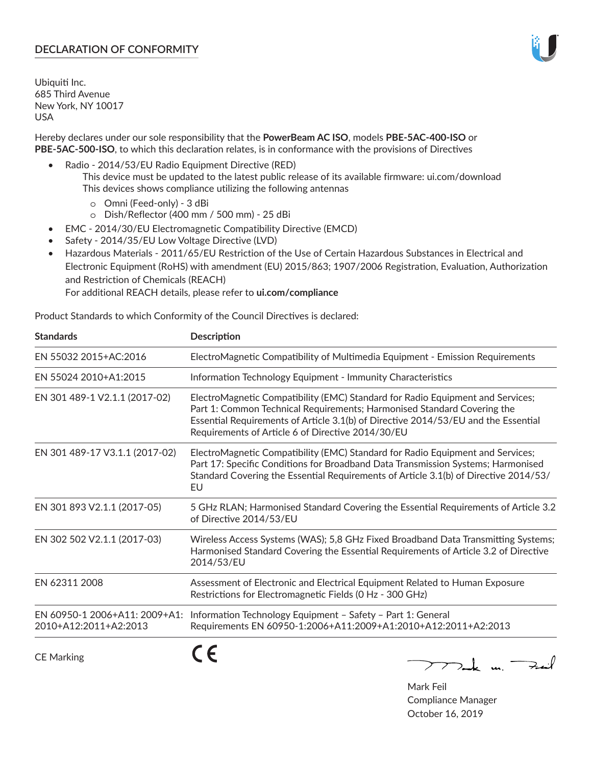# DECLARATION OF CONFORMITY

Ubiquiti Inc.
685 Third Avenue
New York, NY 10017
USA

Hereby declares under our sole responsibility that the **PowerBeam AC ISO**, models **PBE-5AC-400-ISO** or **PBE-5AC-500-ISO**, to which this declaration relates, is in conformance with the provisions of Directives

- Radio - 2014/53/EU Radio Equipment Directive (RED)
  This device must be updated to the latest public release of its available firmware: ui.com/download
  This devices shows compliance utilizing the following antennas
  - Omni (Feed-only) - 3 dBi
  - Dish/Reflector (400 mm / 500 mm) - 25 dBi
- EMC - 2014/30/EU Electromagnetic Compatibility Directive (EMCD)
- Safety - 2014/35/EU Low Voltage Directive (LVD)
- Hazardous Materials - 2011/65/EU Restriction of the Use of Certain Hazardous Substances in Electrical and Electronic Equipment (RoHS) with amendment (EU) 2015/863; 1907/2006 Registration, Evaluation, Authorization and Restriction of Chemicals (REACH)
  For additional REACH details, please refer to **ui.com/compliance**

Product Standards to which Conformity of the Council Directives is declared:

| Standards | Description |
| --- | --- |
| EN 55032 2015+AC:2016 | ElectroMagnetic Compatibility of Multimedia Equipment - Emission Requirements |
| EN 55024 2010+A1:2015 | Information Technology Equipment - Immunity Characteristics |
| EN 301 489-1 V2.1.1 (2017-02) | ElectroMagnetic Compatibility (EMC) Standard for Radio Equipment and Services; Part 1: Common Technical Requirements; Harmonised Standard Covering the Essential Requirements of Article 3.1(b) of Directive 2014/53/EU and the Essential Requirements of Article 6 of Directive 2014/30/EU |
| EN 301 489-17 V3.1.1 (2017-02) | ElectroMagnetic Compatibility (EMC) Standard for Radio Equipment and Services; Part 17: Specific Conditions for Broadband Data Transmission Systems; Harmonised Standard Covering the Essential Requirements of Article 3.1(b) of Directive 2014/53/EU |
| EN 301 893 V2.1.1 (2017-05) | 5 GHz RLAN; Harmonised Standard Covering the Essential Requirements of Article 3.2 of Directive 2014/53/EU |
| EN 302 502 V2.1.1 (2017-03) | Wireless Access Systems (WAS); 5,8 GHz Fixed Broadband Data Transmitting Systems; Harmonised Standard Covering the Essential Requirements of Article 3.2 of Directive 2014/53/EU |
| EN 62311 2008 | Assessment of Electronic and Electrical Equipment Related to Human Exposure Restrictions for Electromagnetic Fields (0 Hz - 300 GHz) |
| EN 60950-1 2006+A11: 2009+A1: 2010+A12:2011+A2:2013 | Information Technology Equipment – Safety – Part 1: General Requirements EN 60950-1:2006+A11:2009+A1:2010+A12:2011+A2:2013 |

CE Marking CE

Mark Feil
Compliance Manager
October 16, 2019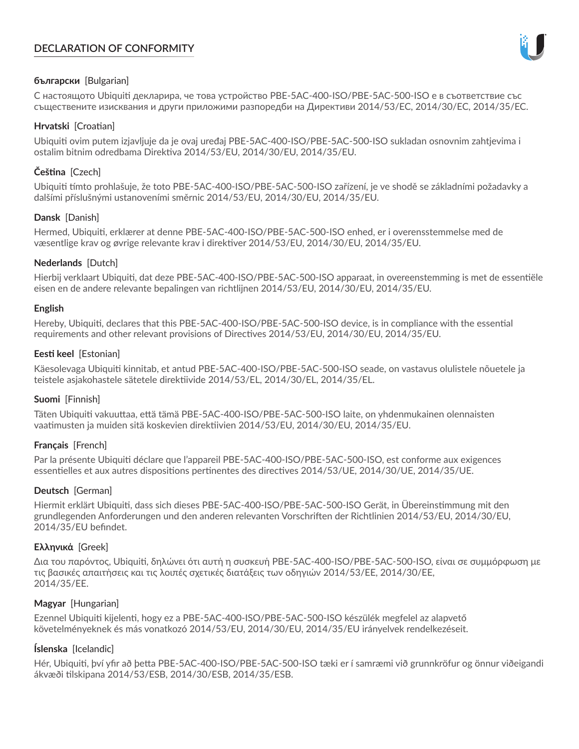# DECLARATION OF CONFORMITY

**български** [Bulgarian]

С настоящото Ubiquiti декларира, че това устройство PBE-5AC-400-ISO/PBE-5AC-500-ISO е в съответствие със съществените изисквания и други приложими разпоредби на Директиви 2014/53/EC, 2014/30/ЕС, 2014/35/ЕС.

**Hrvatski** [Croatian]

Ubiquiti ovim putem izjavljuje da je ovaj uređaj PBE-5AC-400-ISO/PBE-5AC-500-ISO sukladan osnovnim zahtjevima i ostalim bitnim odredbama Direktiva 2014/53/EU, 2014/30/EU, 2014/35/EU.

**Čeština** [Czech]

Ubiquiti tímto prohlašuje, že toto PBE-5AC-400-ISO/PBE-5AC-500-ISO zařízení, je ve shodě se základními požadavky a dalšími příslušnými ustanoveními směrnic 2014/53/EU, 2014/30/EU, 2014/35/EU.

**Dansk** [Danish]

Hermed, Ubiquiti, erklærer at denne PBE-5AC-400-ISO/PBE-5AC-500-ISO enhed, er i overensstemmelse med de væsentlige krav og øvrige relevante krav i direktiver 2014/53/EU, 2014/30/EU, 2014/35/EU.

**Nederlands** [Dutch]

Hierbij verklaart Ubiquiti, dat deze PBE-5AC-400-ISO/PBE-5AC-500-ISO apparaat, in overeenstemming is met de essentiële eisen en de andere relevante bepalingen van richtlijnen 2014/53/EU, 2014/30/EU, 2014/35/EU.

**English**

Hereby, Ubiquiti, declares that this PBE-5AC-400-ISO/PBE-5AC-500-ISO device, is in compliance with the essential requirements and other relevant provisions of Directives 2014/53/EU, 2014/30/EU, 2014/35/EU.

**Eesti keel** [Estonian]

Käesolevaga Ubiquiti kinnitab, et antud PBE-5AC-400-ISO/PBE-5AC-500-ISO seade, on vastavus olulistele nõuetele ja teistele asjakohastele sätetele direktiivide 2014/53/EL, 2014/30/EL, 2014/35/EL.

**Suomi** [Finnish]

Täten Ubiquiti vakuuttaa, että tämä PBE-5AC-400-ISO/PBE-5AC-500-ISO laite, on yhdenmukainen olennaisten vaatimusten ja muiden sitä koskevien direktiivien 2014/53/EU, 2014/30/EU, 2014/35/EU.

**Français** [French]

Par la présente Ubiquiti déclare que l'appareil PBE-5AC-400-ISO/PBE-5AC-500-ISO, est conforme aux exigences essentielles et aux autres dispositions pertinentes des directives 2014/53/UE, 2014/30/UE, 2014/35/UE.

**Deutsch** [German]

Hiermit erklärt Ubiquiti, dass sich dieses PBE-5AC-400-ISO/PBE-5AC-500-ISO Gerät, in Übereinstimmung mit den grundlegenden Anforderungen und den anderen relevanten Vorschriften der Richtlinien 2014/53/EU, 2014/30/EU, 2014/35/EU befindet.

**Ελληνικά** [Greek]

Δια του παρόντος, Ubiquiti, δηλώνει ότι αυτή η συσκευή PBE-5AC-400-ISO/PBE-5AC-500-ISO, είναι σε συμμόρφωση με τις βασικές απαιτήσεις και τις λοιπές σχετικές διατάξεις των οδηγιών 2014/53/EE, 2014/30/EE, 2014/35/EE.

**Magyar** [Hungarian]

Ezennel Ubiquiti kijelenti, hogy ez a PBE-5AC-400-ISO/PBE-5AC-500-ISO készülék megfelel az alapvető követelményeknek és más vonatkozó 2014/53/EU, 2014/30/EU, 2014/35/EU irányelvek rendelkezéseit.

**Íslenska** [Icelandic]

Hér, Ubiquiti, því yfir að þetta PBE-5AC-400-ISO/PBE-5AC-500-ISO tæki er í samræmi við grunnkröfur og önnur viðeigandi ákvæði tilskipana 2014/53/ESB, 2014/30/ESB, 2014/35/ESB.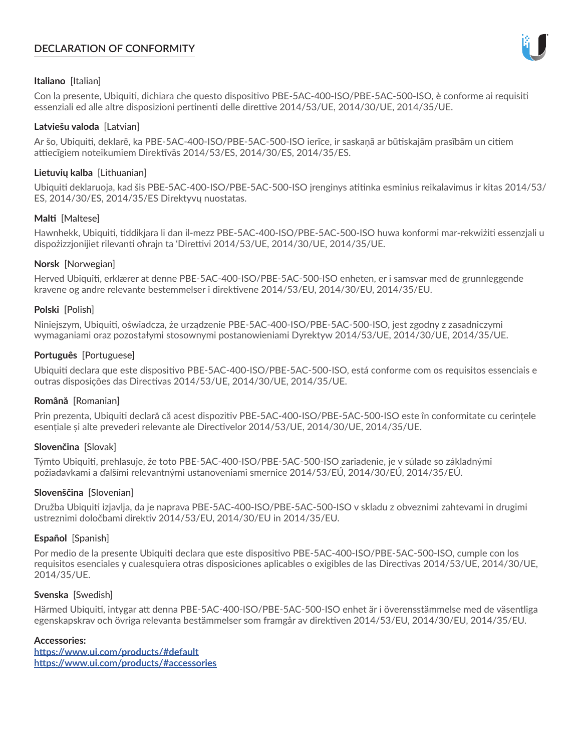## DECLARATION OF CONFORMITY

**Italiano** [Italian]

Con la presente, Ubiquiti, dichiara che questo dispositivo PBE-5AC-400-ISO/PBE-5AC-500-ISO, è conforme ai requisiti essenziali ed alle altre disposizioni pertinenti delle direttive 2014/53/UE, 2014/30/UE, 2014/35/UE.

**Latviešu valoda** [Latvian]

Ar šo, Ubiquiti, deklarē, ka PBE-5AC-400-ISO/PBE-5AC-500-ISO ierīce, ir saskaņā ar būtiskajām prasībām un citiem attiecīgiem noteikumiem Direktīvās 2014/53/ES, 2014/30/ES, 2014/35/ES.

**Lietuvių kalba** [Lithuanian]

Ubiquiti deklaruoja, kad šis PBE-5AC-400-ISO/PBE-5AC-500-ISO įrenginys atitinka esminius reikalavimus ir kitas 2014/53/ES, 2014/30/ES, 2014/35/ES Direktyvų nuostatas.

**Malti** [Maltese]

Hawnhekk, Ubiquiti, tiddikjara li dan il-mezz PBE-5AC-400-ISO/PBE-5AC-500-ISO huwa konformi mar-rekwiżiti essenzjali u dispożizzjonijiet rilevanti oħrajn ta 'Direttivi 2014/53/UE, 2014/30/UE, 2014/35/UE.

**Norsk** [Norwegian]

Herved Ubiquiti, erklærer at denne PBE-5AC-400-ISO/PBE-5AC-500-ISO enheten, er i samsvar med de grunnleggende kravene og andre relevante bestemmelser i direktivene 2014/53/EU, 2014/30/EU, 2014/35/EU.

**Polski** [Polish]

Niniejszym, Ubiquiti, oświadcza, że urządzenie PBE-5AC-400-ISO/PBE-5AC-500-ISO, jest zgodny z zasadniczymi wymaganiami oraz pozostałymi stosownymi postanowieniami Dyrektyw 2014/53/UE, 2014/30/UE, 2014/35/UE.

**Português** [Portuguese]

Ubiquiti declara que este dispositivo PBE-5AC-400-ISO/PBE-5AC-500-ISO, está conforme com os requisitos essenciais e outras disposições das Directivas 2014/53/UE, 2014/30/UE, 2014/35/UE.

**Română** [Romanian]

Prin prezenta, Ubiquiti declară că acest dispozitiv PBE-5AC-400-ISO/PBE-5AC-500-ISO este în conformitate cu cerințele esențiale și alte prevederi relevante ale Directivelor 2014/53/UE, 2014/30/UE, 2014/35/UE.

**Slovenčina** [Slovak]

Týmto Ubiquiti, prehlasuje, že toto PBE-5AC-400-ISO/PBE-5AC-500-ISO zariadenie, je v súlade so základnými požiadavkami a ďalšími relevantnými ustanoveniami smernice 2014/53/EÚ, 2014/30/EÚ, 2014/35/EÚ.

**Slovenščina** [Slovenian]

Družba Ubiquiti izjavlja, da je naprava PBE-5AC-400-ISO/PBE-5AC-500-ISO v skladu z obveznimi zahtevami in drugimi ustreznimi določbami direktiv 2014/53/EU, 2014/30/EU in 2014/35/EU.

**Español** [Spanish]

Por medio de la presente Ubiquiti declara que este dispositivo PBE-5AC-400-ISO/PBE-5AC-500-ISO, cumple con los requisitos esenciales y cualesquiera otras disposiciones aplicables o exigibles de las Directivas 2014/53/UE, 2014/30/UE, 2014/35/UE.

**Svenska** [Swedish]

Härmed Ubiquiti, intygar att denna PBE-5AC-400-ISO/PBE-5AC-500-ISO enhet är i överensstämmelse med de väsentliga egenskapskrav och övriga relevanta bestämmelser som framgår av direktiven 2014/53/EU, 2014/30/EU, 2014/35/EU.

**Accessories:**
https://www.ui.com/products/#default
https://www.ui.com/products/#accessories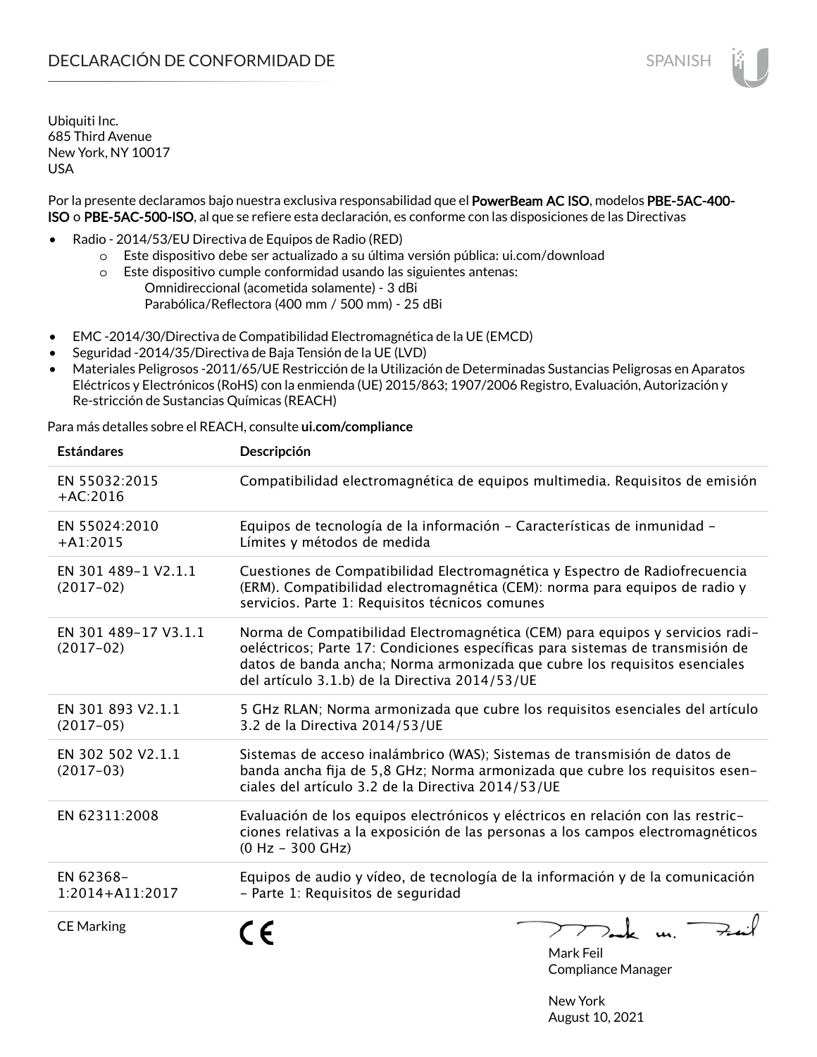# DECLARACIÓN DE CONFORMIDAD DE

SPANISH

Ubiquiti Inc.
685 Third Avenue
New York, NY 10017
USA

Por la presente declaramos bajo nuestra exclusiva responsabilidad que el **PowerBeam AC ISO**, modelos **PBE-5AC-400-ISO** o **PBE-5AC-500-ISO**, al que se refiere esta declaración, es conforme con las disposiciones de las Directivas

- Radio - 2014/53/EU Directiva de Equipos de Radio (RED)
  - Este dispositivo debe ser actualizado a su última versión pública: ui.com/download
  - Este dispositivo cumple conformidad usando las siguientes antenas:
    Omnidireccional (acometida solamente) - 3 dBi
    Parabólica/Reflectora (400 mm / 500 mm) - 25 dBi
- EMC -2014/30/Directiva de Compatibilidad Electromagnética de la UE (EMCD)
- Seguridad -2014/35/Directiva de Baja Tensión de la UE (LVD)
- Materiales Peligrosos -2011/65/UE Restricción de la Utilización de Determinadas Sustancias Peligrosas en Aparatos Eléctricos y Electrónicos (RoHS) con la enmienda (UE) 2015/863; 1907/2006 Registro, Evaluación, Autorización y Re-stricción de Sustancias Químicas (REACH)

Para más detalles sobre el REACH, consulte **ui.com/compliance**

| Estándares | Descripción |
|---|---|
| EN 55032:2015 +AC:2016 | Compatibilidad electromagnética de equipos multimedia. Requisitos de emisión |
| EN 55024:2010 +A1:2015 | Equipos de tecnología de la información - Características de inmunidad - Límites y métodos de medida |
| EN 301 489-1 V2.1.1 (2017-02) | Cuestiones de Compatibilidad Electromagnética y Espectro de Radiofrecuencia (ERM). Compatibilidad electromagnética (CEM): norma para equipos de radio y servicios. Parte 1: Requisitos técnicos comunes |
| EN 301 489-17 V3.1.1 (2017-02) | Norma de Compatibilidad Electromagnética (CEM) para equipos y servicios radioeléctricos; Parte 17: Condiciones específicas para sistemas de transmisión de datos de banda ancha; Norma armonizada que cubre los requisitos esenciales del artículo 3.1.b) de la Directiva 2014/53/UE |
| EN 301 893 V2.1.1 (2017-05) | 5 GHz RLAN; Norma armonizada que cubre los requisitos esenciales del artículo 3.2 de la Directiva 2014/53/UE |
| EN 302 502 V2.1.1 (2017-03) | Sistemas de acceso inalámbrico (WAS); Sistemas de transmisión de datos de banda ancha fija de 5,8 GHz; Norma armonizada que cubre los requisitos esenciales del artículo 3.2 de la Directiva 2014/53/UE |
| EN 62311:2008 | Evaluación de los equipos electrónicos y eléctricos en relación con las restricciones relativas a la exposición de las personas a los campos electromagnéticos (0 Hz - 300 GHz) |
| EN 62368-1:2014+A11:2017 | Equipos de audio y vídeo, de tecnología de la información y de la comunicación - Parte 1: Requisitos de seguridad |
| CE Marking | CE |

Mark Feil
Compliance Manager

New York
August 10, 2021